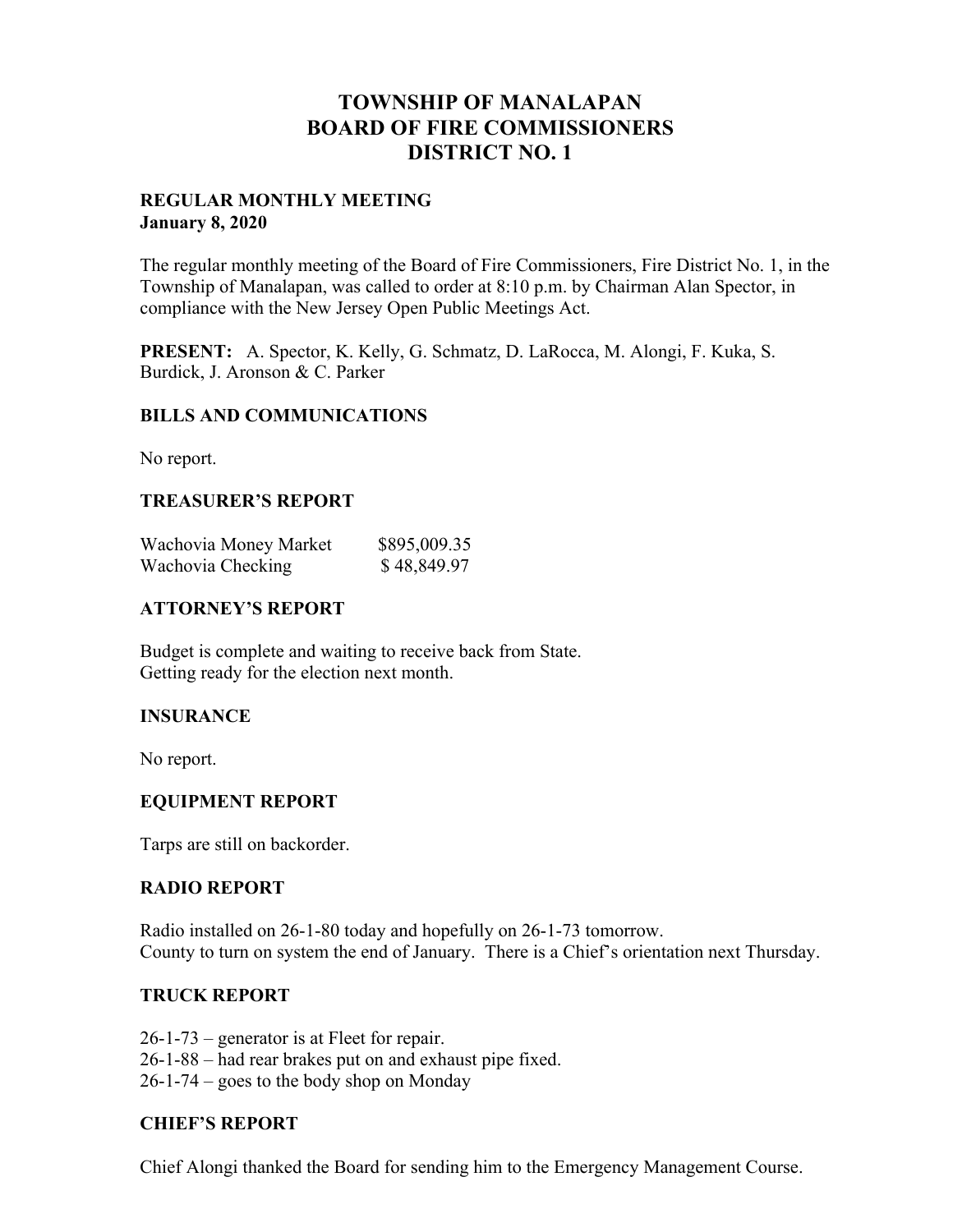# TOWNSHIP OF MANALAPAN
# BOARD OF FIRE COMMISSIONERS
# DISTRICT NO. 1

**REGULAR MONTHLY MEETING**
**January 8, 2020**

The regular monthly meeting of the Board of Fire Commissioners, Fire District No. 1, in the Township of Manalapan, was called to order at 8:10 p.m. by Chairman Alan Spector, in compliance with the New Jersey Open Public Meetings Act.

**PRESENT:** A. Spector, K. Kelly, G. Schmatz, D. LaRocca, M. Alongi, F. Kuka, S. Burdick, J. Aronson & C. Parker

## BILLS AND COMMUNICATIONS

No report.

## TREASURER'S REPORT

| | |
|---|---|
| Wachovia Money Market | $895,009.35 |
| Wachovia Checking | $ 48,849.97 |

## ATTORNEY'S REPORT

Budget is complete and waiting to receive back from State.
Getting ready for the election next month.

## INSURANCE

No report.

## EQUIPMENT REPORT

Tarps are still on backorder.

## RADIO REPORT

Radio installed on 26-1-80 today and hopefully on 26-1-73 tomorrow.
County to turn on system the end of January. There is a Chief's orientation next Thursday.

## TRUCK REPORT

26-1-73 – generator is at Fleet for repair.
26-1-88 – had rear brakes put on and exhaust pipe fixed.
26-1-74 – goes to the body shop on Monday

## CHIEF'S REPORT

Chief Alongi thanked the Board for sending him to the Emergency Management Course.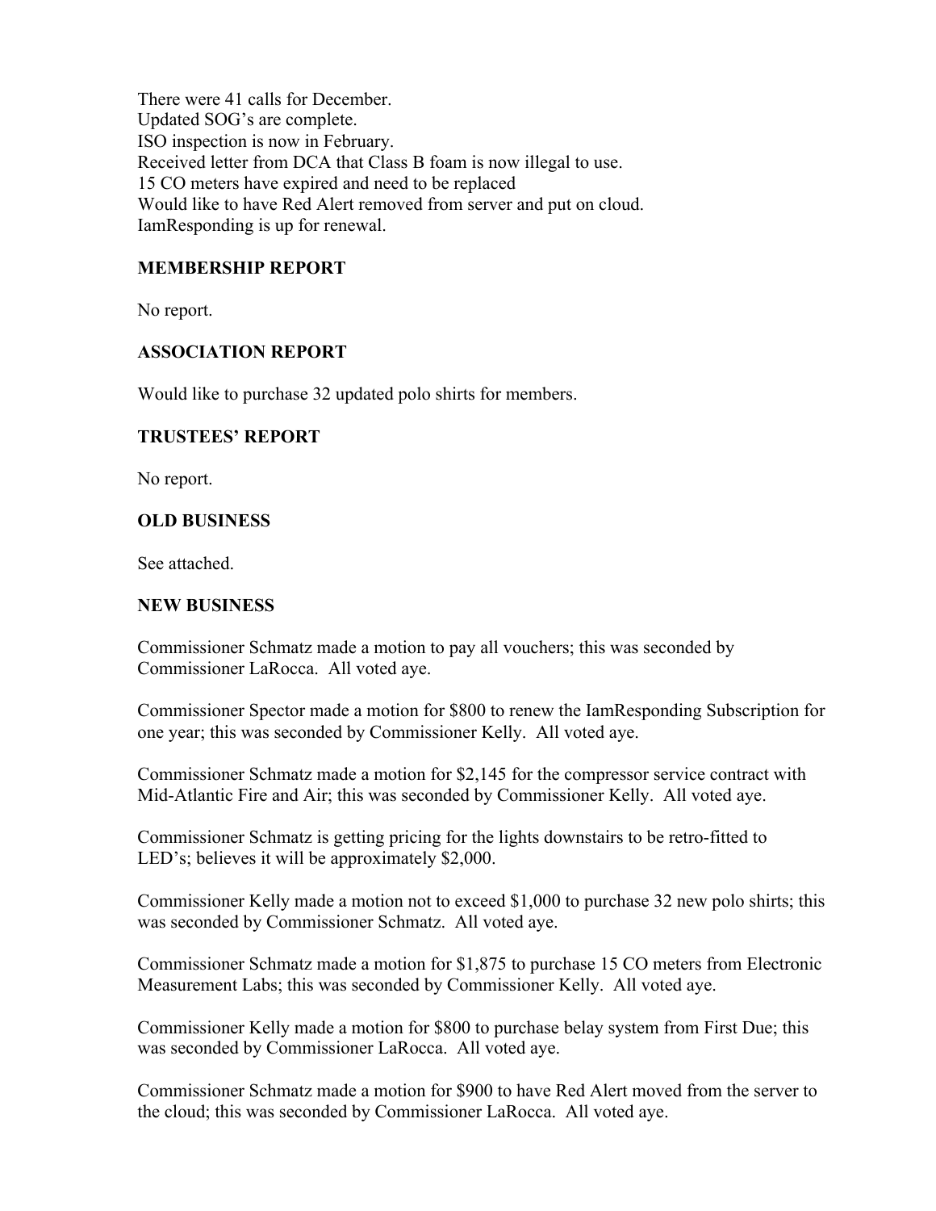There were 41 calls for December.
Updated SOG's are complete.
ISO inspection is now in February.
Received letter from DCA that Class B foam is now illegal to use.
15 CO meters have expired and need to be replaced
Would like to have Red Alert removed from server and put on cloud.
IamResponding is up for renewal.

### MEMBERSHIP REPORT

No report.

### ASSOCIATION REPORT

Would like to purchase 32 updated polo shirts for members.

### TRUSTEES' REPORT

No report.

### OLD BUSINESS

See attached.

### NEW BUSINESS

Commissioner Schmatz made a motion to pay all vouchers; this was seconded by Commissioner LaRocca. All voted aye.

Commissioner Spector made a motion for $800 to renew the IamResponding Subscription for one year; this was seconded by Commissioner Kelly. All voted aye.

Commissioner Schmatz made a motion for $2,145 for the compressor service contract with Mid-Atlantic Fire and Air; this was seconded by Commissioner Kelly. All voted aye.

Commissioner Schmatz is getting pricing for the lights downstairs to be retro-fitted to LED's; believes it will be approximately $2,000.

Commissioner Kelly made a motion not to exceed $1,000 to purchase 32 new polo shirts; this was seconded by Commissioner Schmatz. All voted aye.

Commissioner Schmatz made a motion for $1,875 to purchase 15 CO meters from Electronic Measurement Labs; this was seconded by Commissioner Kelly. All voted aye.

Commissioner Kelly made a motion for $800 to purchase belay system from First Due; this was seconded by Commissioner LaRocca. All voted aye.

Commissioner Schmatz made a motion for $900 to have Red Alert moved from the server to the cloud; this was seconded by Commissioner LaRocca. All voted aye.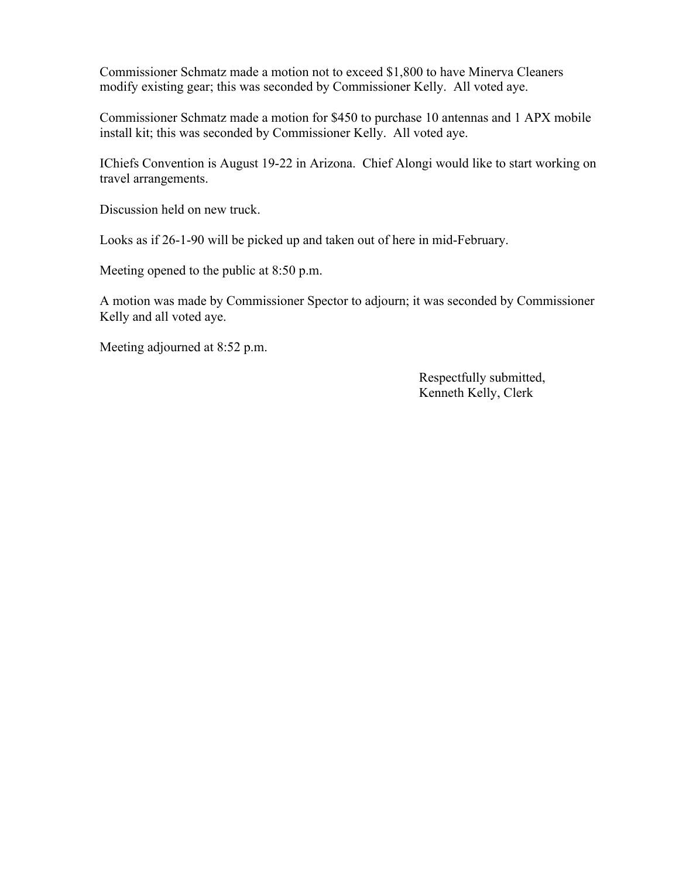Commissioner Schmatz made a motion not to exceed $1,800 to have Minerva Cleaners modify existing gear; this was seconded by Commissioner Kelly. All voted aye.

Commissioner Schmatz made a motion for $450 to purchase 10 antennas and 1 APX mobile install kit; this was seconded by Commissioner Kelly. All voted aye.

IChiefs Convention is August 19-22 in Arizona. Chief Alongi would like to start working on travel arrangements.

Discussion held on new truck.

Looks as if 26-1-90 will be picked up and taken out of here in mid-February.

Meeting opened to the public at 8:50 p.m.

A motion was made by Commissioner Spector to adjourn; it was seconded by Commissioner Kelly and all voted aye.

Meeting adjourned at 8:52 p.m.

Respectfully submitted,
Kenneth Kelly, Clerk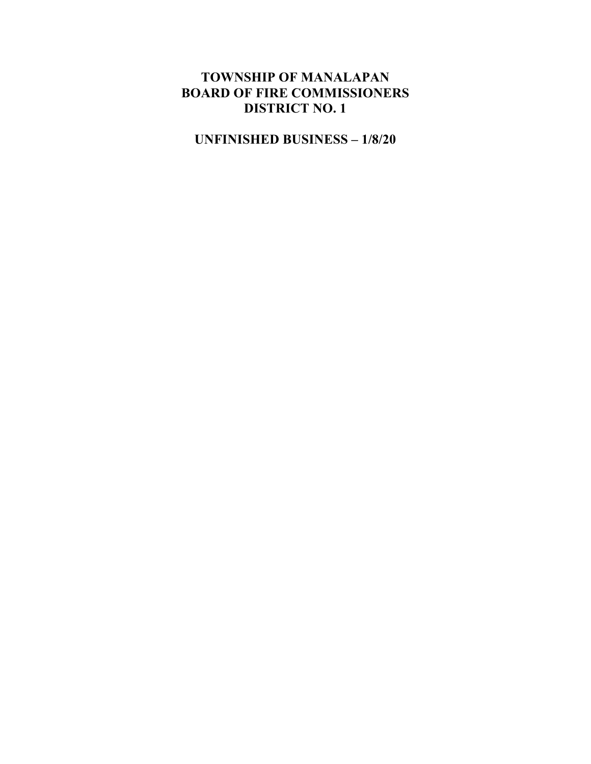# TOWNSHIP OF MANALAPAN
# BOARD OF FIRE COMMISSIONERS
# DISTRICT NO. 1

## UNFINISHED BUSINESS – 1/8/20